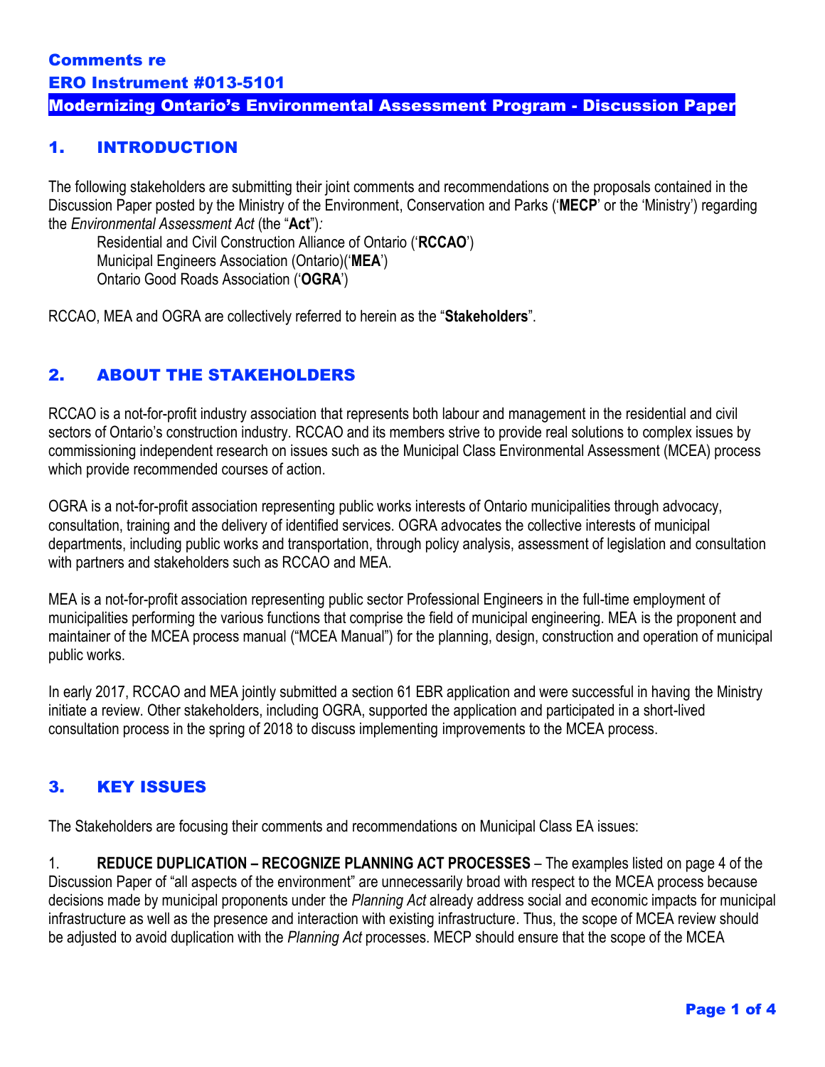# Comments re
# ERO Instrument #013-5101
# Modernizing Ontario's Environmental Assessment Program - Discussion Paper

## 1. INTRODUCTION

The following stakeholders are submitting their joint comments and recommendations on the proposals contained in the Discussion Paper posted by the Ministry of the Environment, Conservation and Parks ('**MECP**' or the 'Ministry') regarding the *Environmental Assessment Act* (the "**Act**")*:*

Residential and Civil Construction Alliance of Ontario ('**RCCAO**')
Municipal Engineers Association (Ontario)('**MEA**')
Ontario Good Roads Association ('**OGRA**')

RCCAO, MEA and OGRA are collectively referred to herein as the "**Stakeholders**".

## 2. ABOUT THE STAKEHOLDERS

RCCAO is a not-for-profit industry association that represents both labour and management in the residential and civil sectors of Ontario's construction industry. RCCAO and its members strive to provide real solutions to complex issues by commissioning independent research on issues such as the Municipal Class Environmental Assessment (MCEA) process which provide recommended courses of action.

OGRA is a not-for-profit association representing public works interests of Ontario municipalities through advocacy, consultation, training and the delivery of identified services. OGRA advocates the collective interests of municipal departments, including public works and transportation, through policy analysis, assessment of legislation and consultation with partners and stakeholders such as RCCAO and MEA.

MEA is a not-for-profit association representing public sector Professional Engineers in the full-time employment of municipalities performing the various functions that comprise the field of municipal engineering. MEA is the proponent and maintainer of the MCEA process manual ("MCEA Manual") for the planning, design, construction and operation of municipal public works.

In early 2017, RCCAO and MEA jointly submitted a section 61 EBR application and were successful in having the Ministry initiate a review. Other stakeholders, including OGRA, supported the application and participated in a short-lived consultation process in the spring of 2018 to discuss implementing improvements to the MCEA process.

## 3. KEY ISSUES

The Stakeholders are focusing their comments and recommendations on Municipal Class EA issues:

1. **REDUCE DUPLICATION – RECOGNIZE PLANNING ACT PROCESSES** – The examples listed on page 4 of the Discussion Paper of "all aspects of the environment" are unnecessarily broad with respect to the MCEA process because decisions made by municipal proponents under the *Planning Act* already address social and economic impacts for municipal infrastructure as well as the presence and interaction with existing infrastructure. Thus, the scope of MCEA review should be adjusted to avoid duplication with the *Planning Act* processes. MECP should ensure that the scope of the MCEA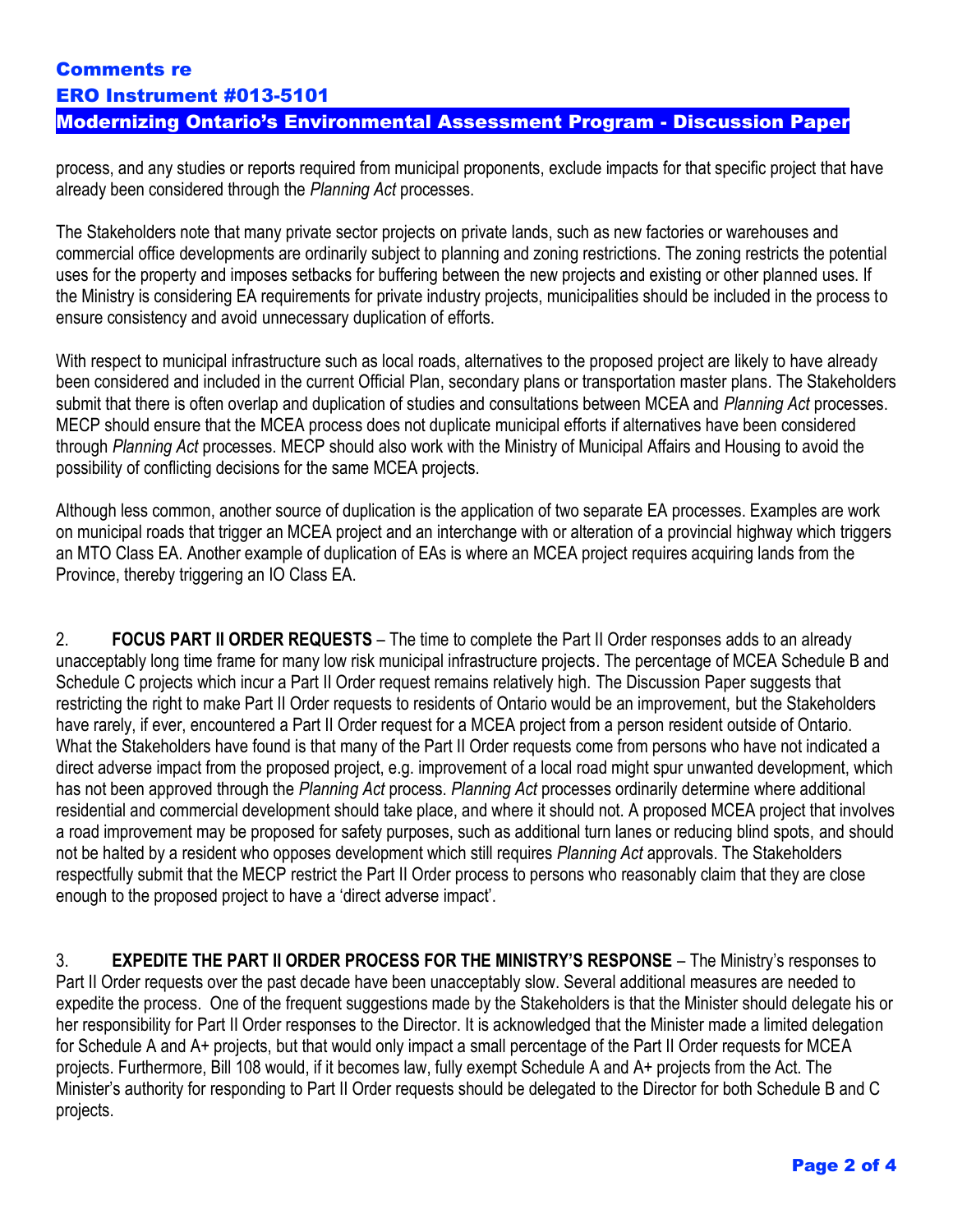process, and any studies or reports required from municipal proponents, exclude impacts for that specific project that have already been considered through the *Planning Act* processes.

The Stakeholders note that many private sector projects on private lands, such as new factories or warehouses and commercial office developments are ordinarily subject to planning and zoning restrictions. The zoning restricts the potential uses for the property and imposes setbacks for buffering between the new projects and existing or other planned uses. If the Ministry is considering EA requirements for private industry projects, municipalities should be included in the process to ensure consistency and avoid unnecessary duplication of efforts.

With respect to municipal infrastructure such as local roads, alternatives to the proposed project are likely to have already been considered and included in the current Official Plan, secondary plans or transportation master plans. The Stakeholders submit that there is often overlap and duplication of studies and consultations between MCEA and *Planning Act* processes. MECP should ensure that the MCEA process does not duplicate municipal efforts if alternatives have been considered through *Planning Act* processes. MECP should also work with the Ministry of Municipal Affairs and Housing to avoid the possibility of conflicting decisions for the same MCEA projects.

Although less common, another source of duplication is the application of two separate EA processes. Examples are work on municipal roads that trigger an MCEA project and an interchange with or alteration of a provincial highway which triggers an MTO Class EA. Another example of duplication of EAs is where an MCEA project requires acquiring lands from the Province, thereby triggering an IO Class EA.

2. **FOCUS PART II ORDER REQUESTS** – The time to complete the Part II Order responses adds to an already unacceptably long time frame for many low risk municipal infrastructure projects. The percentage of MCEA Schedule B and Schedule C projects which incur a Part II Order request remains relatively high. The Discussion Paper suggests that restricting the right to make Part II Order requests to residents of Ontario would be an improvement, but the Stakeholders have rarely, if ever, encountered a Part II Order request for a MCEA project from a person resident outside of Ontario. What the Stakeholders have found is that many of the Part II Order requests come from persons who have not indicated a direct adverse impact from the proposed project, e.g. improvement of a local road might spur unwanted development, which has not been approved through the *Planning Act* process. *Planning Act* processes ordinarily determine where additional residential and commercial development should take place, and where it should not. A proposed MCEA project that involves a road improvement may be proposed for safety purposes, such as additional turn lanes or reducing blind spots, and should not be halted by a resident who opposes development which still requires *Planning Act* approvals. The Stakeholders respectfully submit that the MECP restrict the Part II Order process to persons who reasonably claim that they are close enough to the proposed project to have a 'direct adverse impact'.

3. **EXPEDITE THE PART II ORDER PROCESS FOR THE MINISTRY'S RESPONSE** – The Ministry's responses to Part II Order requests over the past decade have been unacceptably slow. Several additional measures are needed to expedite the process. One of the frequent suggestions made by the Stakeholders is that the Minister should delegate his or her responsibility for Part II Order responses to the Director. It is acknowledged that the Minister made a limited delegation for Schedule A and A+ projects, but that would only impact a small percentage of the Part II Order requests for MCEA projects. Furthermore, Bill 108 would, if it becomes law, fully exempt Schedule A and A+ projects from the Act. The Minister's authority for responding to Part II Order requests should be delegated to the Director for both Schedule B and C projects.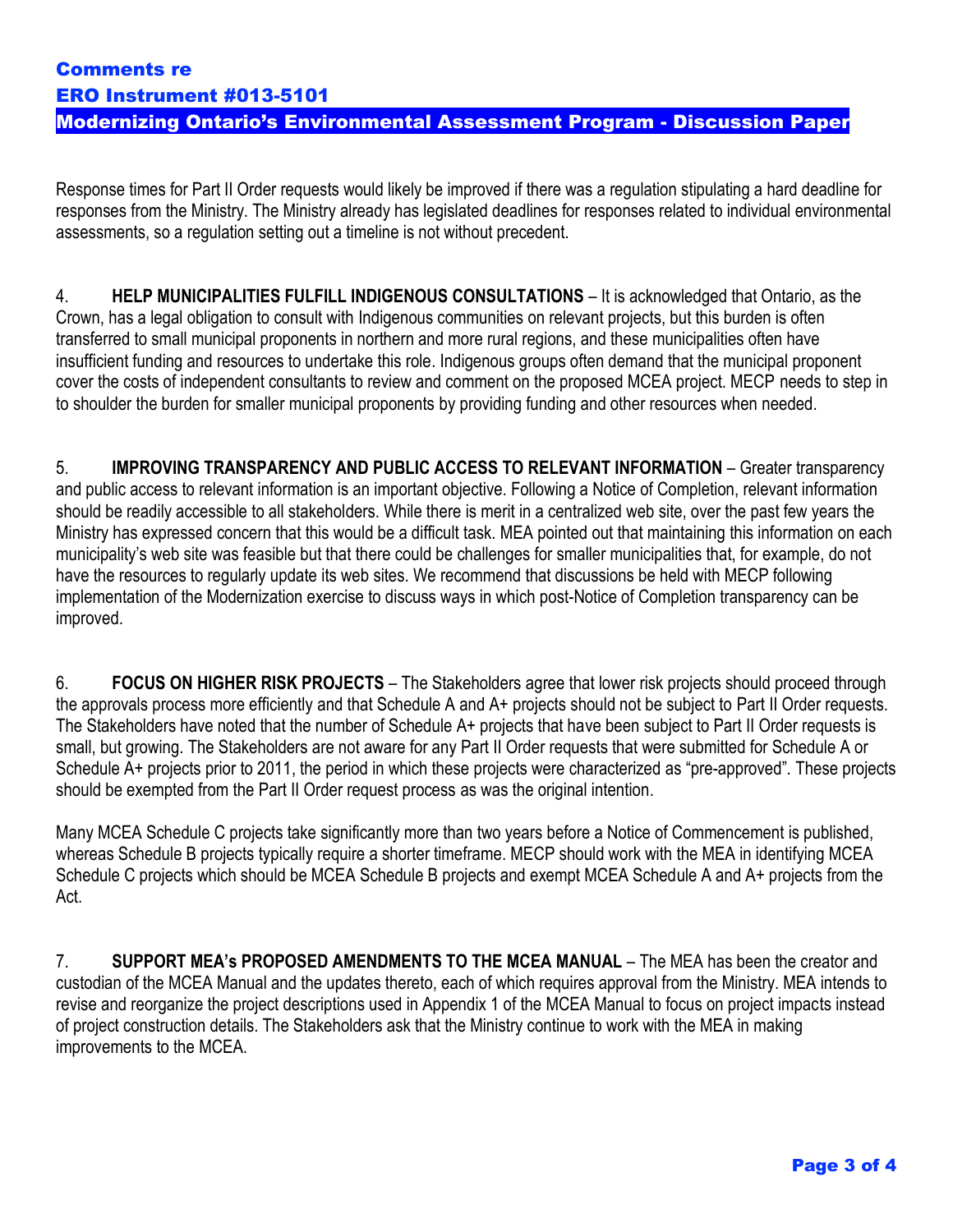# Comments re

## ERO Instrument #013-5101

## Modernizing Ontario's Environmental Assessment Program - Discussion Paper

Response times for Part II Order requests would likely be improved if there was a regulation stipulating a hard deadline for responses from the Ministry. The Ministry already has legislated deadlines for responses related to individual environmental assessments, so a regulation setting out a timeline is not without precedent.

4. **HELP MUNICIPALITIES FULFILL INDIGENOUS CONSULTATIONS** – It is acknowledged that Ontario, as the Crown, has a legal obligation to consult with Indigenous communities on relevant projects, but this burden is often transferred to small municipal proponents in northern and more rural regions, and these municipalities often have insufficient funding and resources to undertake this role. Indigenous groups often demand that the municipal proponent cover the costs of independent consultants to review and comment on the proposed MCEA project. MECP needs to step in to shoulder the burden for smaller municipal proponents by providing funding and other resources when needed.

5. **IMPROVING TRANSPARENCY AND PUBLIC ACCESS TO RELEVANT INFORMATION** – Greater transparency and public access to relevant information is an important objective. Following a Notice of Completion, relevant information should be readily accessible to all stakeholders. While there is merit in a centralized web site, over the past few years the Ministry has expressed concern that this would be a difficult task. MEA pointed out that maintaining this information on each municipality's web site was feasible but that there could be challenges for smaller municipalities that, for example, do not have the resources to regularly update its web sites. We recommend that discussions be held with MECP following implementation of the Modernization exercise to discuss ways in which post-Notice of Completion transparency can be improved.

6. **FOCUS ON HIGHER RISK PROJECTS** – The Stakeholders agree that lower risk projects should proceed through the approvals process more efficiently and that Schedule A and A+ projects should not be subject to Part II Order requests. The Stakeholders have noted that the number of Schedule A+ projects that have been subject to Part II Order requests is small, but growing. The Stakeholders are not aware for any Part II Order requests that were submitted for Schedule A or Schedule A+ projects prior to 2011, the period in which these projects were characterized as "pre-approved". These projects should be exempted from the Part II Order request process as was the original intention.

Many MCEA Schedule C projects take significantly more than two years before a Notice of Commencement is published, whereas Schedule B projects typically require a shorter timeframe. MECP should work with the MEA in identifying MCEA Schedule C projects which should be MCEA Schedule B projects and exempt MCEA Schedule A and A+ projects from the Act.

7. **SUPPORT MEA's PROPOSED AMENDMENTS TO THE MCEA MANUAL** – The MEA has been the creator and custodian of the MCEA Manual and the updates thereto, each of which requires approval from the Ministry. MEA intends to revise and reorganize the project descriptions used in Appendix 1 of the MCEA Manual to focus on project impacts instead of project construction details. The Stakeholders ask that the Ministry continue to work with the MEA in making improvements to the MCEA.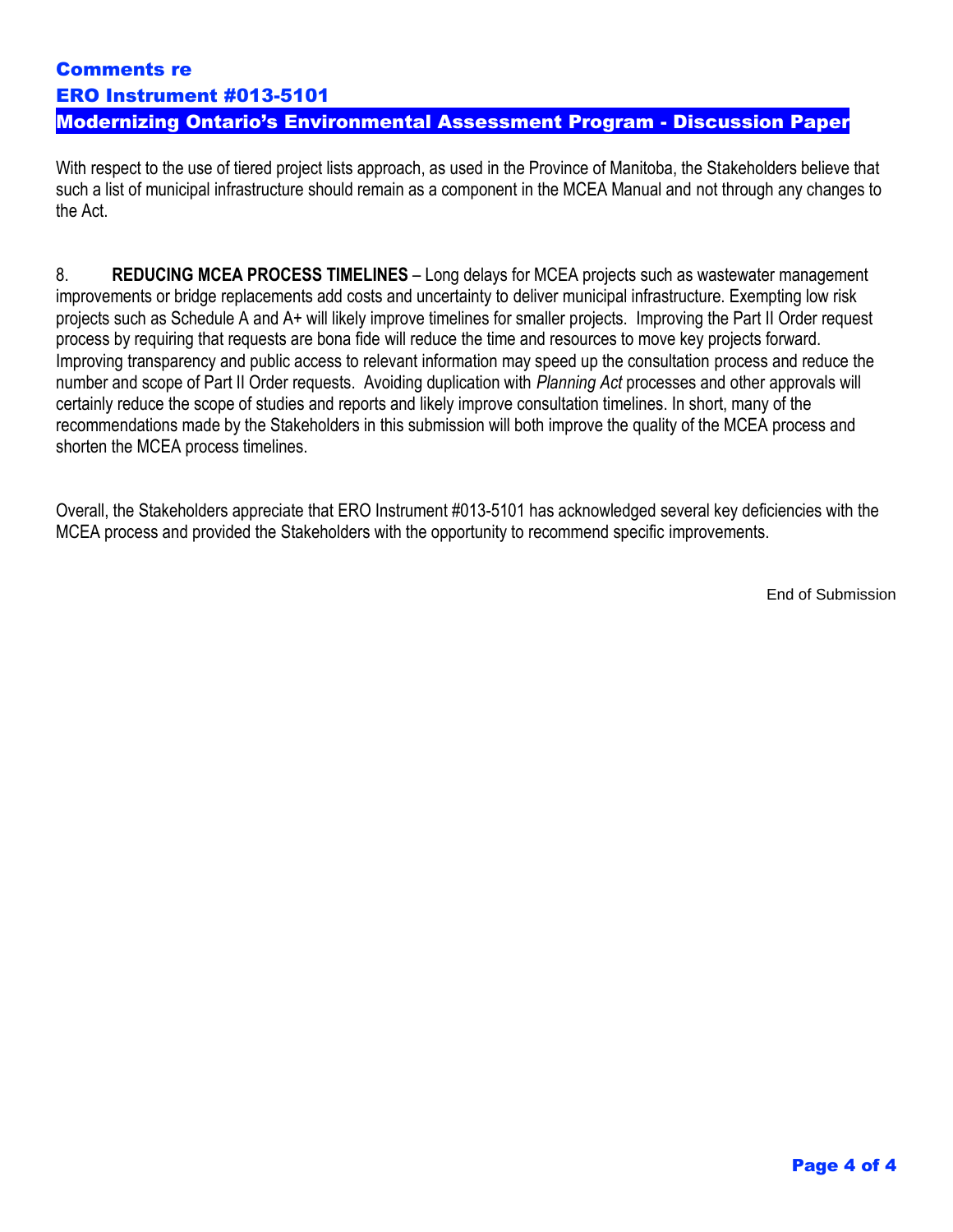With respect to the use of tiered project lists approach, as used in the Province of Manitoba, the Stakeholders believe that such a list of municipal infrastructure should remain as a component in the MCEA Manual and not through any changes to the Act.

8. **REDUCING MCEA PROCESS TIMELINES** – Long delays for MCEA projects such as wastewater management improvements or bridge replacements add costs and uncertainty to deliver municipal infrastructure. Exempting low risk projects such as Schedule A and A+ will likely improve timelines for smaller projects. Improving the Part II Order request process by requiring that requests are bona fide will reduce the time and resources to move key projects forward. Improving transparency and public access to relevant information may speed up the consultation process and reduce the number and scope of Part II Order requests. Avoiding duplication with *Planning Act* processes and other approvals will certainly reduce the scope of studies and reports and likely improve consultation timelines. In short, many of the recommendations made by the Stakeholders in this submission will both improve the quality of the MCEA process and shorten the MCEA process timelines.

Overall, the Stakeholders appreciate that ERO Instrument #013-5101 has acknowledged several key deficiencies with the MCEA process and provided the Stakeholders with the opportunity to recommend specific improvements.

End of Submission